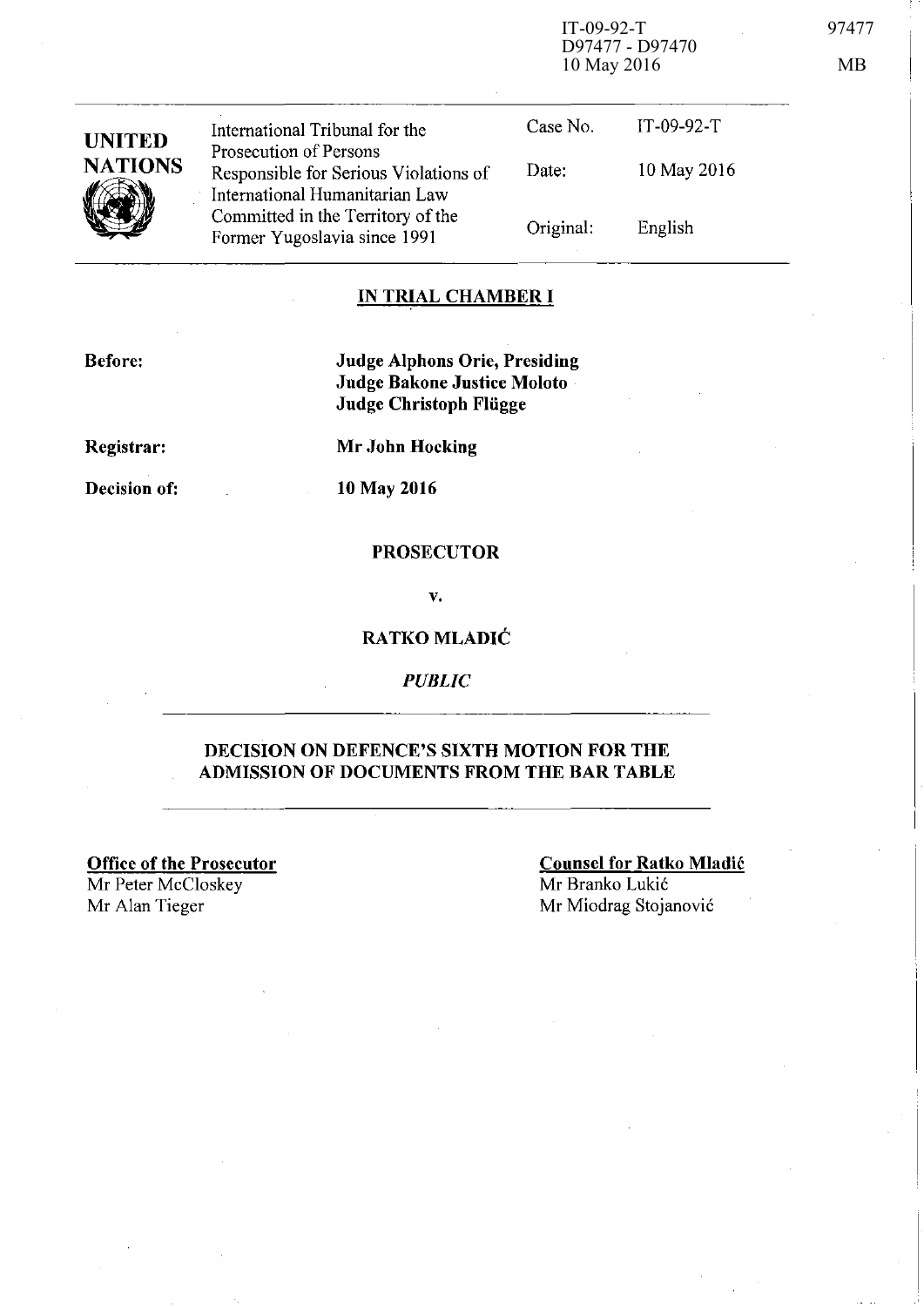IT-09-92-T
D97477 - D97470
10 May 2016

97477

MB

| UNITED NATIONS | International Tribunal for the Prosecution of Persons Responsible for Serious Violations of International Humanitarian Law Committed in the Territory of the Former Yugoslavia since 1991 | Case No. | IT-09-92-T |
|---|---|---|---|
| | | Date: | 10 May 2016 |
| | | Original: | English |

## IN TRIAL CHAMBER I

**Before:** **Judge Alphons Orie, Presiding**
**Judge Bakone Justice Moloto**
**Judge Christoph Flügge**

**Registrar:** **Mr John Hocking**

**Decision of:** **10 May 2016**

**PROSECUTOR**

**v.**

**RATKO MLADIĆ**

*PUBLIC*

## DECISION ON DEFENCE'S SIXTH MOTION FOR THE ADMISSION OF DOCUMENTS FROM THE BAR TABLE

**Office of the Prosecutor**
Mr Peter McCloskey
Mr Alan Tieger

**Counsel for Ratko Mladić**
Mr Branko Lukić
Mr Miodrag Stojanović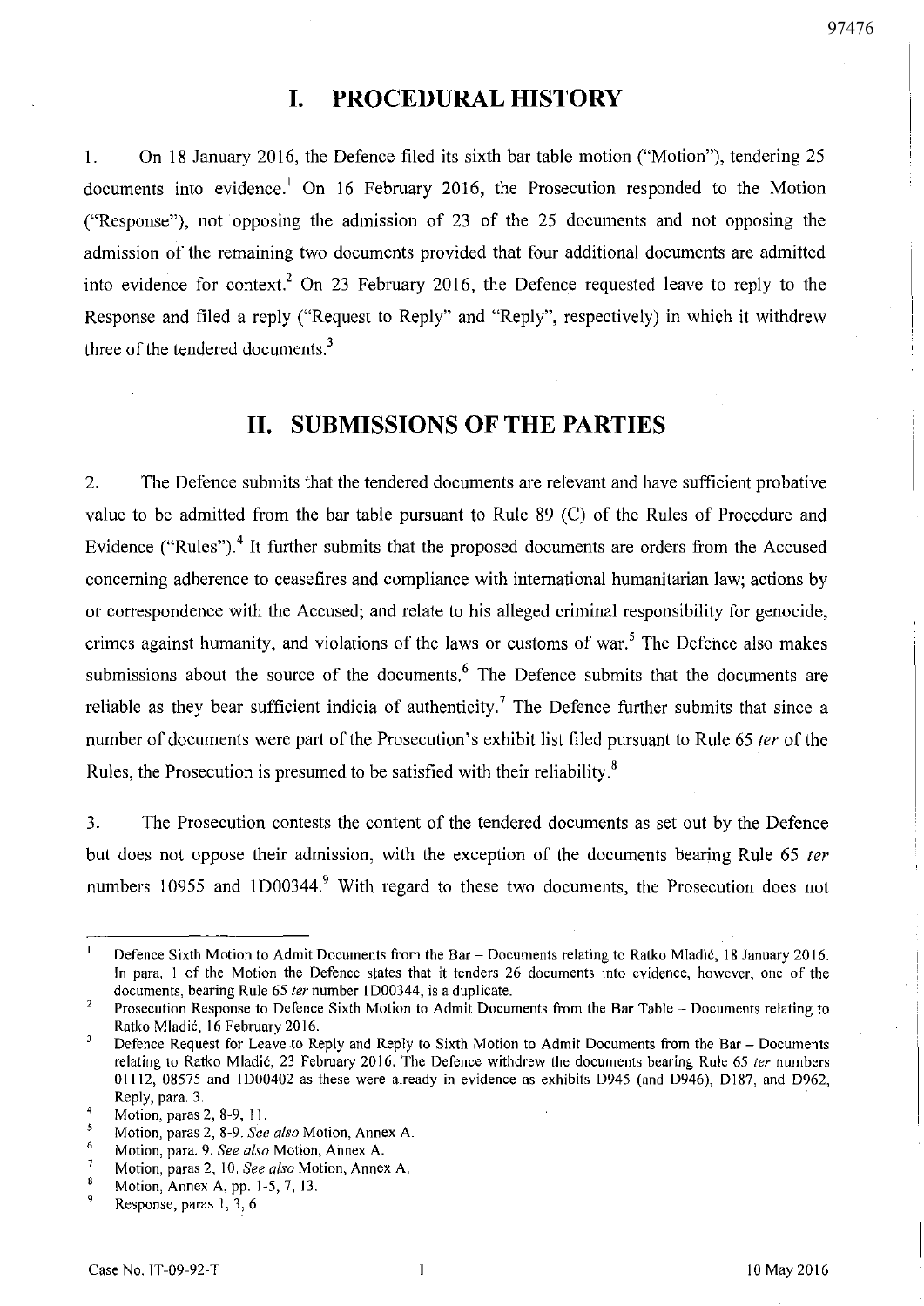# I. PROCEDURAL HISTORY

1. On 18 January 2016, the Defence filed its sixth bar table motion ("Motion"), tendering 25 documents into evidence.[1] On 16 February 2016, the Prosecution responded to the Motion ("Response"), not opposing the admission of 23 of the 25 documents and not opposing the admission of the remaining two documents provided that four additional documents are admitted into evidence for context.[2] On 23 February 2016, the Defence requested leave to reply to the Response and filed a reply ("Request to Reply" and "Reply", respectively) in which it withdrew three of the tendered documents.[3]

# II. SUBMISSIONS OF THE PARTIES

2. The Defence submits that the tendered documents are relevant and have sufficient probative value to be admitted from the bar table pursuant to Rule 89 (C) of the Rules of Procedure and Evidence ("Rules").[4] It further submits that the proposed documents are orders from the Accused concerning adherence to ceasefires and compliance with international humanitarian law; actions by or correspondence with the Accused; and relate to his alleged criminal responsibility for genocide, crimes against humanity, and violations of the laws or customs of war.[5] The Defence also makes submissions about the source of the documents.[6] The Defence submits that the documents are reliable as they bear sufficient indicia of authenticity.[7] The Defence further submits that since a number of documents were part of the Prosecution's exhibit list filed pursuant to Rule 65 *ter* of the Rules, the Prosecution is presumed to be satisfied with their reliability.[8]

3. The Prosecution contests the content of the tendered documents as set out by the Defence but does not oppose their admission, with the exception of the documents bearing Rule 65 *ter* numbers 10955 and 1D00344.[9] With regard to these two documents, the Prosecution does not

---

[1] Defence Sixth Motion to Admit Documents from the Bar – Documents relating to Ratko Mladić, 18 January 2016. In para. 1 of the Motion the Defence states that it tenders 26 documents into evidence, however, one of the documents, bearing Rule 65 *ter* number 1D00344, is a duplicate.

[2] Prosecution Response to Defence Sixth Motion to Admit Documents from the Bar Table – Documents relating to Ratko Mladić, 16 February 2016.

[3] Defence Request for Leave to Reply and Reply to Sixth Motion to Admit Documents from the Bar – Documents relating to Ratko Mladić, 23 February 2016. The Defence withdrew the documents bearing Rule 65 *ter* numbers 01112, 08575 and 1D00402 as these were already in evidence as exhibits D945 (and D946), D187, and D962, Reply, para. 3.

[4] Motion, paras 2, 8-9, 11.

[5] Motion, paras 2, 8-9. *See also* Motion, Annex A.

[6] Motion, para. 9. *See also* Motion, Annex A.

[7] Motion, paras 2, 10. *See also* Motion, Annex A.

[8] Motion, Annex A, pp. 1-5, 7, 13.

[9] Response, paras 1, 3, 6.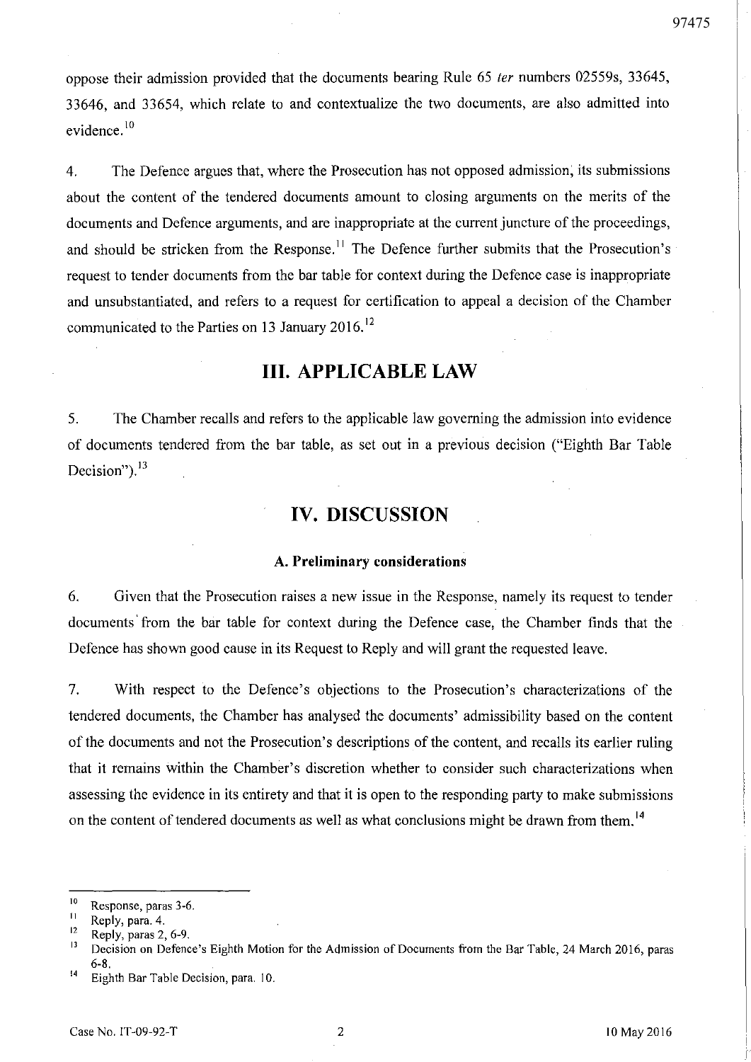oppose their admission provided that the documents bearing Rule 65 *ter* numbers 02559s, 33645, 33646, and 33654, which relate to and contextualize the two documents, are also admitted into evidence.[10]

4. The Defence argues that, where the Prosecution has not opposed admission, its submissions about the content of the tendered documents amount to closing arguments on the merits of the documents and Defence arguments, and are inappropriate at the current juncture of the proceedings, and should be stricken from the Response.[11] The Defence further submits that the Prosecution's request to tender documents from the bar table for context during the Defence case is inappropriate and unsubstantiated, and refers to a request for certification to appeal a decision of the Chamber communicated to the Parties on 13 January 2016.[12]

# III. APPLICABLE LAW

5. The Chamber recalls and refers to the applicable law governing the admission into evidence of documents tendered from the bar table, as set out in a previous decision ("Eighth Bar Table Decision").[13]

# IV. DISCUSSION

### A. Preliminary considerations

6. Given that the Prosecution raises a new issue in the Response, namely its request to tender documents from the bar table for context during the Defence case, the Chamber finds that the Defence has shown good cause in its Request to Reply and will grant the requested leave.

7. With respect to the Defence's objections to the Prosecution's characterizations of the tendered documents, the Chamber has analysed the documents' admissibility based on the content of the documents and not the Prosecution's descriptions of the content, and recalls its earlier ruling that it remains within the Chamber's discretion whether to consider such characterizations when assessing the evidence in its entirety and that it is open to the responding party to make submissions on the content of tendered documents as well as what conclusions might be drawn from them.[14]

---

[10] Response, paras 3-6.

[11] Reply, para. 4.

[12] Reply, paras 2, 6-9.

[13] Decision on Defence's Eighth Motion for the Admission of Documents from the Bar Table, 24 March 2016, paras 6-8.

[14] Eighth Bar Table Decision, para. 10.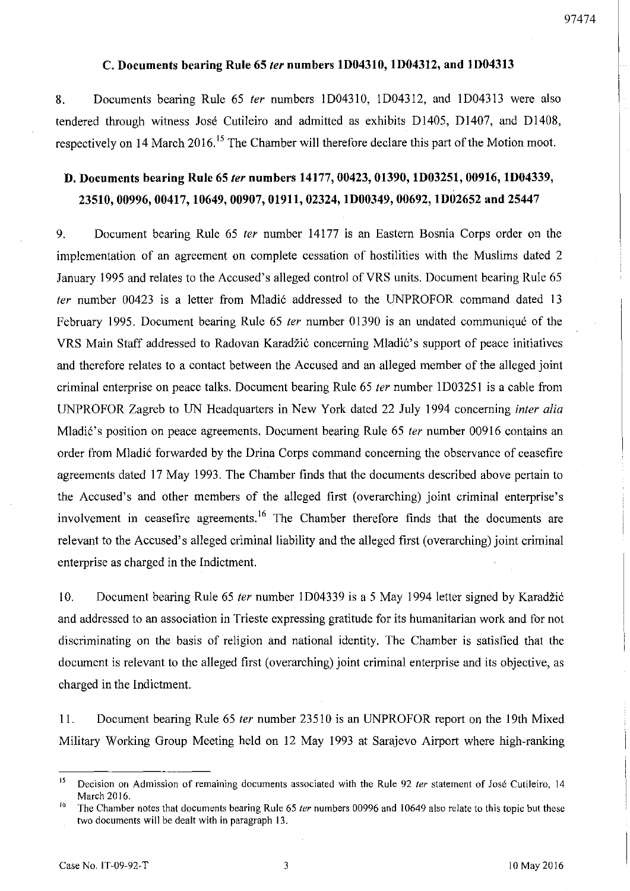### C. Documents bearing Rule 65 *ter* numbers 1D04310, 1D04312, and 1D04313

8. Documents bearing Rule 65 *ter* numbers 1D04310, 1D04312, and 1D04313 were also tendered through witness José Cutileiro and admitted as exhibits D1405, D1407, and D1408, respectively on 14 March 2016.[15] The Chamber will therefore declare this part of the Motion moot.

### D. Documents bearing Rule 65 *ter* numbers 14177, 00423, 01390, 1D03251, 00916, 1D04339, 23510, 00996, 00417, 10649, 00907, 01911, 02324, 1D00349, 00692, 1D02652 and 25447

9. Document bearing Rule 65 *ter* number 14177 is an Eastern Bosnia Corps order on the implementation of an agreement on complete cessation of hostilities with the Muslims dated 2 January 1995 and relates to the Accused's alleged control of VRS units. Document bearing Rule 65 *ter* number 00423 is a letter from Mladić addressed to the UNPROFOR command dated 13 February 1995. Document bearing Rule 65 *ter* number 01390 is an undated communiqué of the VRS Main Staff addressed to Radovan Karadžić concerning Mladić's support of peace initiatives and therefore relates to a contact between the Accused and an alleged member of the alleged joint criminal enterprise on peace talks. Document bearing Rule 65 *ter* number 1D03251 is a cable from UNPROFOR Zagreb to UN Headquarters in New York dated 22 July 1994 concerning *inter alia* Mladić's position on peace agreements. Document bearing Rule 65 *ter* number 00916 contains an order from Mladić forwarded by the Drina Corps command concerning the observance of ceasefire agreements dated 17 May 1993. The Chamber finds that the documents described above pertain to the Accused's and other members of the alleged first (overarching) joint criminal enterprise's involvement in ceasefire agreements.[16] The Chamber therefore finds that the documents are relevant to the Accused's alleged criminal liability and the alleged first (overarching) joint criminal enterprise as charged in the Indictment.

10. Document bearing Rule 65 *ter* number 1D04339 is a 5 May 1994 letter signed by Karadžić and addressed to an association in Trieste expressing gratitude for its humanitarian work and for not discriminating on the basis of religion and national identity. The Chamber is satisfied that the document is relevant to the alleged first (overarching) joint criminal enterprise and its objective, as charged in the Indictment.

11. Document bearing Rule 65 *ter* number 23510 is an UNPROFOR report on the 19th Mixed Military Working Group Meeting held on 12 May 1993 at Sarajevo Airport where high-ranking

---

[15] Decision on Admission of remaining documents associated with the Rule 92 *ter* statement of José Cutileiro, 14 March 2016.

[16] The Chamber notes that documents bearing Rule 65 *ter* numbers 00996 and 10649 also relate to this topic but these two documents will be dealt with in paragraph 13.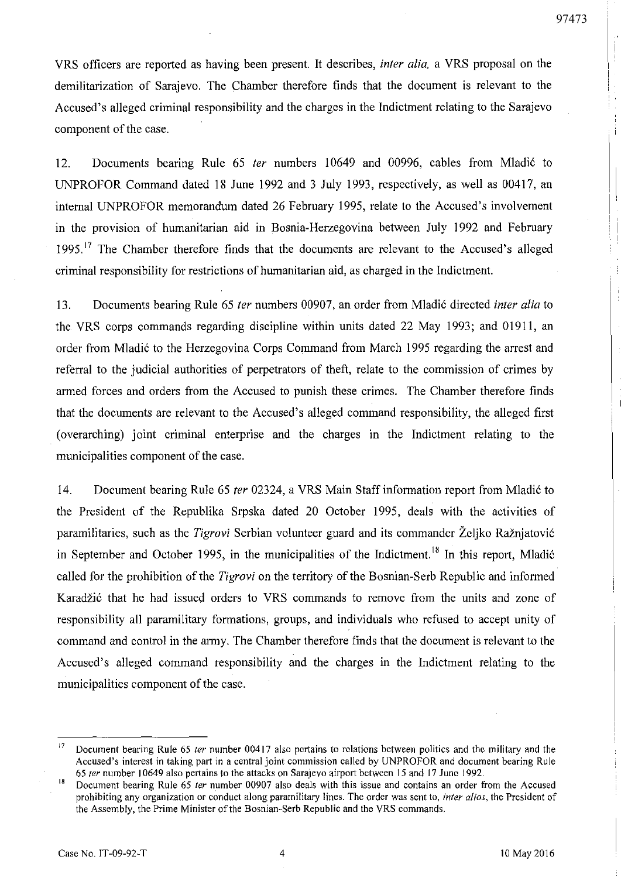VRS officers are reported as having been present. It describes, *inter alia,* a VRS proposal on the demilitarization of Sarajevo. The Chamber therefore finds that the document is relevant to the Accused's alleged criminal responsibility and the charges in the Indictment relating to the Sarajevo component of the case.

12. Documents bearing Rule 65 *ter* numbers 10649 and 00996, cables from Mladić to UNPROFOR Command dated 18 June 1992 and 3 July 1993, respectively, as well as 00417, an internal UNPROFOR memorandum dated 26 February 1995, relate to the Accused's involvement in the provision of humanitarian aid in Bosnia-Herzegovina between July 1992 and February 1995.[17] The Chamber therefore finds that the documents are relevant to the Accused's alleged criminal responsibility for restrictions of humanitarian aid, as charged in the Indictment.

13. Documents bearing Rule 65 *ter* numbers 00907, an order from Mladić directed *inter alia* to the VRS corps commands regarding discipline within units dated 22 May 1993; and 01911, an order from Mladić to the Herzegovina Corps Command from March 1995 regarding the arrest and referral to the judicial authorities of perpetrators of theft, relate to the commission of crimes by armed forces and orders from the Accused to punish these crimes. The Chamber therefore finds that the documents are relevant to the Accused's alleged command responsibility, the alleged first (overarching) joint criminal enterprise and the charges in the Indictment relating to the municipalities component of the case.

14. Document bearing Rule 65 *ter* 02324, a VRS Main Staff information report from Mladić to the President of the Republika Srpska dated 20 October 1995, deals with the activities of paramilitaries, such as the *Tigrovi* Serbian volunteer guard and its commander Željko Ražnjatović in September and October 1995, in the municipalities of the Indictment.[18] In this report, Mladić called for the prohibition of the *Tigrovi* on the territory of the Bosnian-Serb Republic and informed Karadžić that he had issued orders to VRS commands to remove from the units and zone of responsibility all paramilitary formations, groups, and individuals who refused to accept unity of command and control in the army. The Chamber therefore finds that the document is relevant to the Accused's alleged command responsibility and the charges in the Indictment relating to the municipalities component of the case.

---

[17] Document bearing Rule 65 *ter* number 00417 also pertains to relations between politics and the military and the Accused's interest in taking part in a central joint commission called by UNPROFOR and document bearing Rule 65 *ter* number 10649 also pertains to the attacks on Sarajevo airport between 15 and 17 June 1992.

[18] Document bearing Rule 65 *ter* number 00907 also deals with this issue and contains an order from the Accused prohibiting any organization or conduct along paramilitary lines. The order was sent to, *inter alios*, the President of the Assembly, the Prime Minister of the Bosnian-Serb Republic and the VRS commands.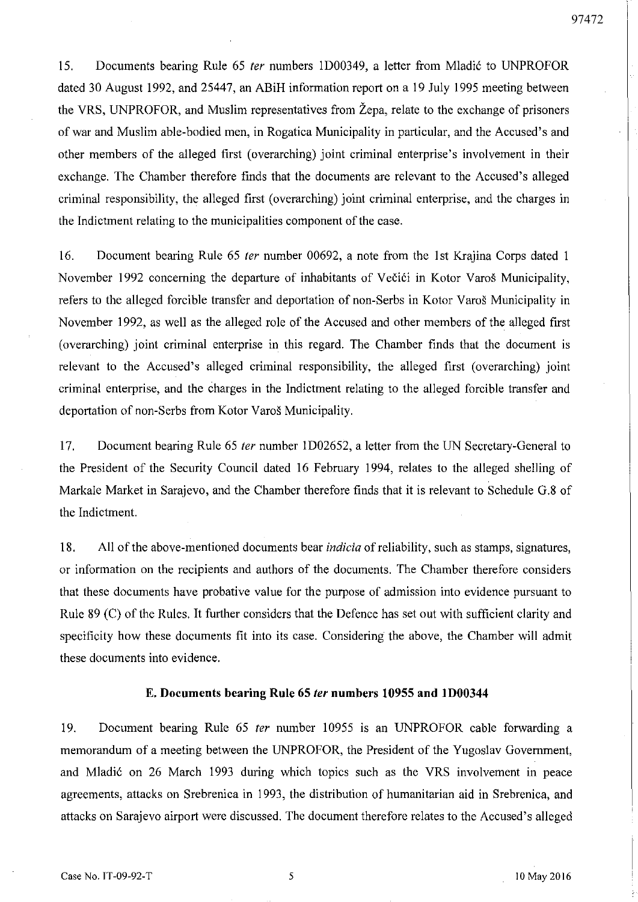15. Documents bearing Rule 65 *ter* numbers 1D00349, a letter from Mladić to UNPROFOR dated 30 August 1992, and 25447, an ABiH information report on a 19 July 1995 meeting between the VRS, UNPROFOR, and Muslim representatives from Žepa, relate to the exchange of prisoners of war and Muslim able-bodied men, in Rogatica Municipality in particular, and the Accused's and other members of the alleged first (overarching) joint criminal enterprise's involvement in their exchange. The Chamber therefore finds that the documents are relevant to the Accused's alleged criminal responsibility, the alleged first (overarching) joint criminal enterprise, and the charges in the Indictment relating to the municipalities component of the case.

16. Document bearing Rule 65 *ter* number 00692, a note from the 1st Krajina Corps dated 1 November 1992 concerning the departure of inhabitants of Večići in Kotor Varoš Municipality, refers to the alleged forcible transfer and deportation of non-Serbs in Kotor Varoš Municipality in November 1992, as well as the alleged role of the Accused and other members of the alleged first (overarching) joint criminal enterprise in this regard. The Chamber finds that the document is relevant to the Accused's alleged criminal responsibility, the alleged first (overarching) joint criminal enterprise, and the charges in the Indictment relating to the alleged forcible transfer and deportation of non-Serbs from Kotor Varoš Municipality.

17. Document bearing Rule 65 *ter* number 1D02652, a letter from the UN Secretary-General to the President of the Security Council dated 16 February 1994, relates to the alleged shelling of Markale Market in Sarajevo, and the Chamber therefore finds that it is relevant to Schedule G.8 of the Indictment.

18. All of the above-mentioned documents bear *indicia* of reliability, such as stamps, signatures, or information on the recipients and authors of the documents. The Chamber therefore considers that these documents have probative value for the purpose of admission into evidence pursuant to Rule 89 (C) of the Rules. It further considers that the Defence has set out with sufficient clarity and specificity how these documents fit into its case. Considering the above, the Chamber will admit these documents into evidence.

### E. Documents bearing Rule 65 *ter* numbers 10955 and 1D00344

19. Document bearing Rule 65 *ter* number 10955 is an UNPROFOR cable forwarding a memorandum of a meeting between the UNPROFOR, the President of the Yugoslav Government, and Mladić on 26 March 1993 during which topics such as the VRS involvement in peace agreements, attacks on Srebrenica in 1993, the distribution of humanitarian aid in Srebrenica, and attacks on Sarajevo airport were discussed. The document therefore relates to the Accused's alleged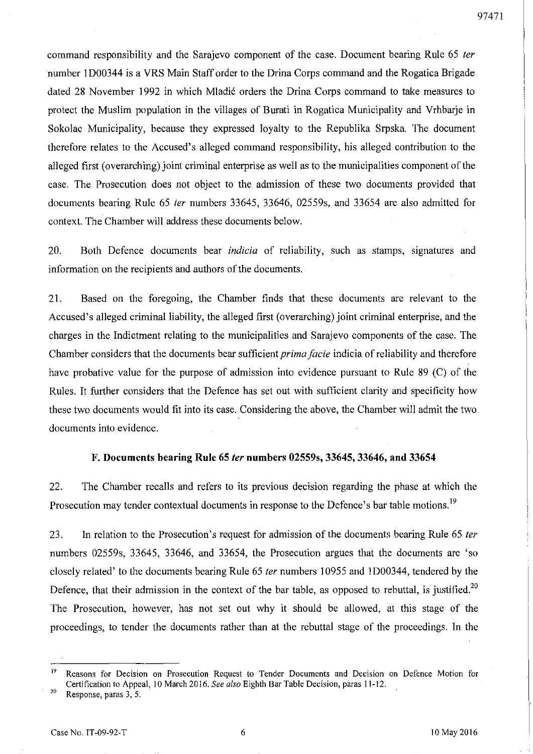command responsibility and the Sarajevo component of the case. Document bearing Rule 65 *ter* number 1D00344 is a VRS Main Staff order to the Drina Corps command and the Rogatica Brigade dated 28 November 1992 in which Mladić orders the Drina Corps command to take measures to protect the Muslim population in the villages of Burati in Rogatica Municipality and Vrhbarje in Sokolac Municipality, because they expressed loyalty to the Republika Srpska. The document therefore relates to the Accused's alleged command responsibility, his alleged contribution to the alleged first (overarching) joint criminal enterprise as well as to the municipalities component of the case. The Prosecution does not object to the admission of these two documents provided that documents bearing Rule 65 *ter* numbers 33645, 33646, 02559s, and 33654 are also admitted for context. The Chamber will address these documents below.

20. Both Defence documents bear *indicia* of reliability, such as stamps, signatures and information on the recipients and authors of the documents.

21. Based on the foregoing, the Chamber finds that these documents are relevant to the Accused's alleged criminal liability, the alleged first (overarching) joint criminal enterprise, and the charges in the Indictment relating to the municipalities and Sarajevo components of the case. The Chamber considers that the documents bear sufficient *prima facie* indicia of reliability and therefore have probative value for the purpose of admission into evidence pursuant to Rule 89 (C) of the Rules. It further considers that the Defence has set out with sufficient clarity and specificity how these two documents would fit into its case. Considering the above, the Chamber will admit the two documents into evidence.

### F. Documents bearing Rule 65 *ter* numbers 02559s, 33645, 33646, and 33654

22. The Chamber recalls and refers to its previous decision regarding the phase at which the Prosecution may tender contextual documents in response to the Defence's bar table motions.[19]

23. In relation to the Prosecution's request for admission of the documents bearing Rule 65 *ter* numbers 02559s, 33645, 33646, and 33654, the Prosecution argues that the documents are 'so closely related' to the documents bearing Rule 65 *ter* numbers 10955 and 1D00344, tendered by the Defence, that their admission in the context of the bar table, as opposed to rebuttal, is justified.[20] The Prosecution, however, has not set out why it should be allowed, at this stage of the proceedings, to tender the documents rather than at the rebuttal stage of the proceedings. In the

---

[19] Reasons for Decision on Prosecution Request to Tender Documents and Decision on Defence Motion for Certification to Appeal, 10 March 2016. *See also* Eighth Bar Table Decision, paras 11-12.

[20] Response, paras 3, 5.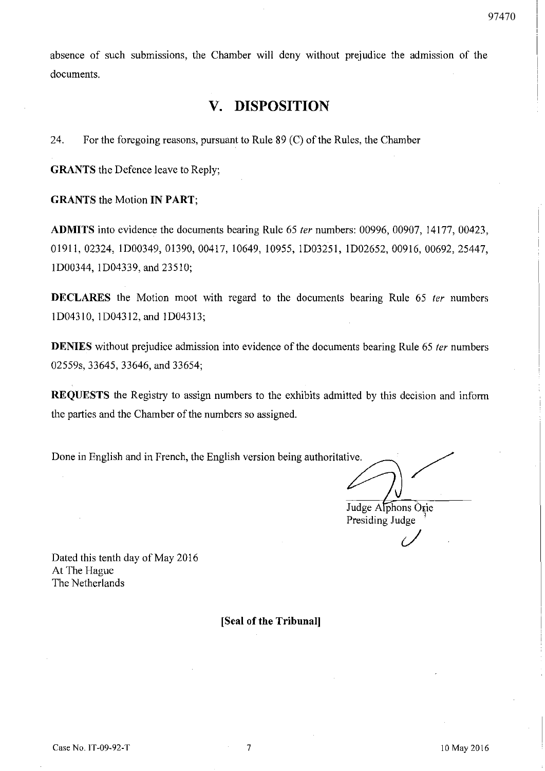absence of such submissions, the Chamber will deny without prejudice the admission of the documents.

## V. DISPOSITION

24. For the foregoing reasons, pursuant to Rule 89 (C) of the Rules, the Chamber

**GRANTS** the Defence leave to Reply;

**GRANTS** the Motion **IN PART**;

**ADMITS** into evidence the documents bearing Rule 65 *ter* numbers: 00996, 00907, 14177, 00423, 01911, 02324, 1D00349, 01390, 00417, 10649, 10955, 1D03251, 1D02652, 00916, 00692, 25447, 1D00344, 1D04339, and 23510;

**DECLARES** the Motion moot with regard to the documents bearing Rule 65 *ter* numbers 1D04310, 1D04312, and 1D04313;

**DENIES** without prejudice admission into evidence of the documents bearing Rule 65 *ter* numbers 02559s, 33645, 33646, and 33654;

**REQUESTS** the Registry to assign numbers to the exhibits admitted by this decision and inform the parties and the Chamber of the numbers so assigned.

Done in English and in French, the English version being authoritative.

Judge Alphons Orie
Presiding Judge

Dated this tenth day of May 2016
At The Hague
The Netherlands

**[Seal of the Tribunal]**